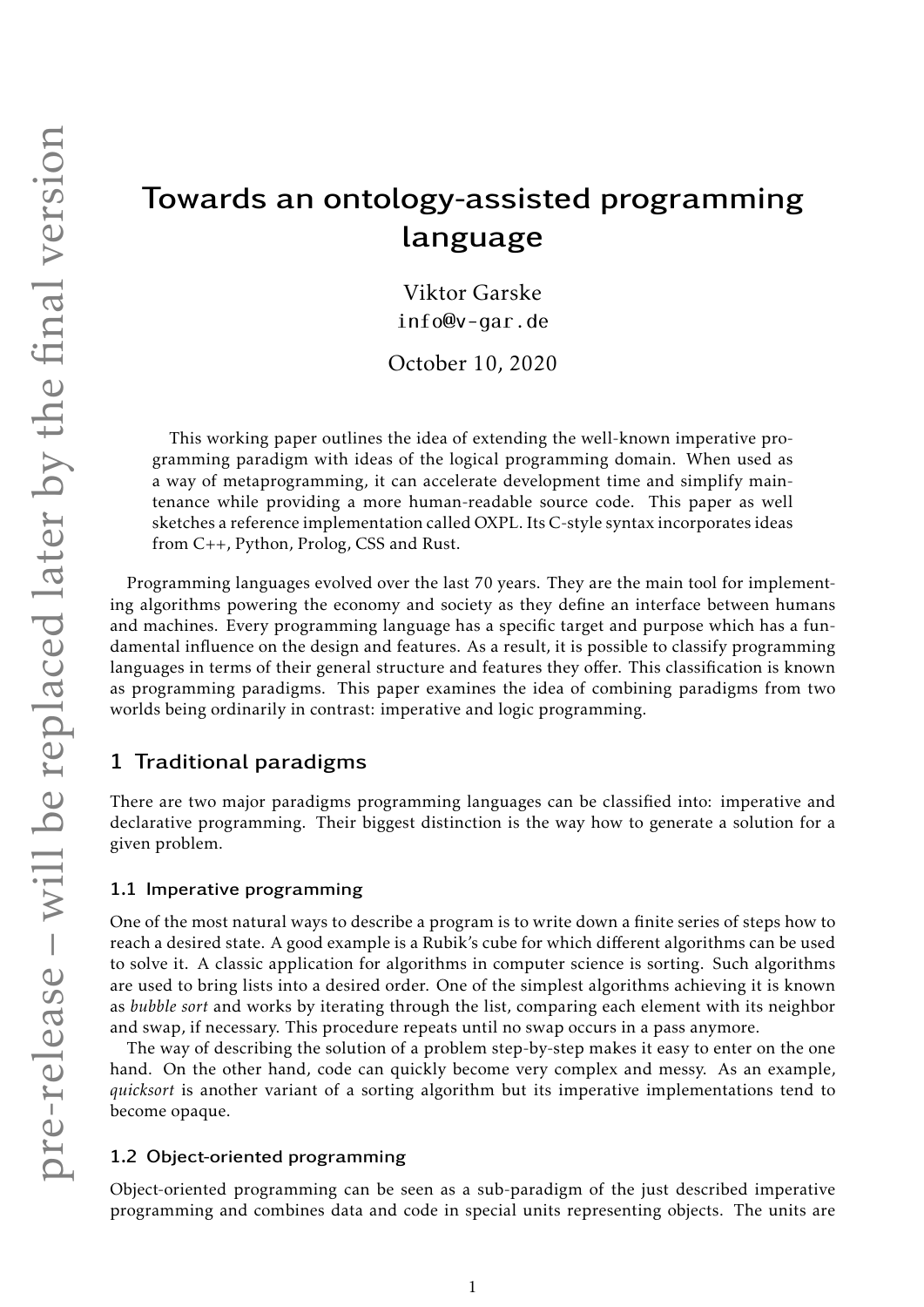# Towards an ontology-assisted programming language

Viktor Garske
info@v-gar.de

October 10, 2020

This working paper outlines the idea of extending the well-known imperative programming paradigm with ideas of the logical programming domain. When used as a way of metaprogramming, it can accelerate development time and simplify maintenance while providing a more human-readable source code. This paper as well sketches a reference implementation called OXPL. Its C-style syntax incorporates ideas from C++, Python, Prolog, CSS and Rust.

Programming languages evolved over the last 70 years. They are the main tool for implementing algorithms powering the economy and society as they define an interface between humans and machines. Every programming language has a specific target and purpose which has a fundamental influence on the design and features. As a result, it is possible to classify programming languages in terms of their general structure and features they offer. This classification is known as programming paradigms. This paper examines the idea of combining paradigms from two worlds being ordinarily in contrast: imperative and logic programming.

## 1 Traditional paradigms

There are two major paradigms programming languages can be classified into: imperative and declarative programming. Their biggest distinction is the way how to generate a solution for a given problem.

### 1.1 Imperative programming

One of the most natural ways to describe a program is to write down a finite series of steps how to reach a desired state. A good example is a Rubik's cube for which different algorithms can be used to solve it. A classic application for algorithms in computer science is sorting. Such algorithms are used to bring lists into a desired order. One of the simplest algorithms achieving it is known as *bubble sort* and works by iterating through the list, comparing each element with its neighbor and swap, if necessary. This procedure repeats until no swap occurs in a pass anymore.

The way of describing the solution of a problem step-by-step makes it easy to enter on the one hand. On the other hand, code can quickly become very complex and messy. As an example, *quicksort* is another variant of a sorting algorithm but its imperative implementations tend to become opaque.

### 1.2 Object-oriented programming

Object-oriented programming can be seen as a sub-paradigm of the just described imperative programming and combines data and code in special units representing objects. The units are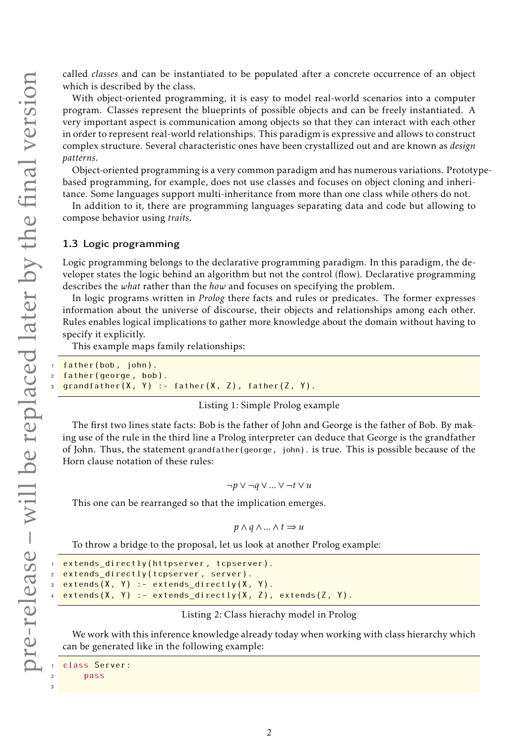called *classes* and can be instantiated to be populated after a concrete occurrence of an object which is described by the class.

With object-oriented programming, it is easy to model real-world scenarios into a computer program. Classes represent the blueprints of possible objects and can be freely instantiated. A very important aspect is communication among objects so that they can interact with each other in order to represent real-world relationships. This paradigm is expressive and allows to construct complex structure. Several characteristic ones have been crystallized out and are known as *design patterns*.

Object-oriented programming is a very common paradigm and has numerous variations. Prototype-based programming, for example, does not use classes and focuses on object cloning and inheritance. Some languages support multi-inheritance from more than one class while others do not.

In addition to it, there are programming languages separating data and code but allowing to compose behavior using *traits*.

### 1.3 Logic programming

Logic programming belongs to the declarative programming paradigm. In this paradigm, the developer states the logic behind an algorithm but not the control (flow). Declarative programming describes the *what* rather than the *how* and focuses on specifying the problem.

In logic programs written in *Prolog* there facts and rules or predicates. The former expresses information about the universe of discourse, their objects and relationships among each other. Rules enables logical implications to gather more knowledge about the domain without having to specify it explicitly.

This example maps family relationships:

```
father(bob, john).
father(george, bob).
grandfather(X, Y) :- father(X, Z), father(Z, Y).
```

Listing 1: Simple Prolog example

The first two lines state facts: Bob is the father of John and George is the father of Bob. By making use of the rule in the third line a Prolog interpreter can deduce that George is the grandfather of John. Thus, the statement `grandfather(george, john).` is true. This is possible because of the Horn clause notation of these rules:

$$\neg p \lor \neg q \lor ... \lor \neg t \lor u$$

This one can be rearranged so that the implication emerges.

$$p \land q \land ... \land t \Rightarrow u$$

To throw a bridge to the proposal, let us look at another Prolog example:

```
extends_directly(httpserver, tcpserver).
extends_directly(tcpserver, server).
extends(X, Y) :- extends_directly(X, Y).
extends(X, Y) :- extends_directly(X, Z), extends(Z, Y).
```

Listing 2: Class hierachy model in Prolog

We work with this inference knowledge already today when working with class hierarchy which can be generated like in the following example:

```
class Server:
    pass

```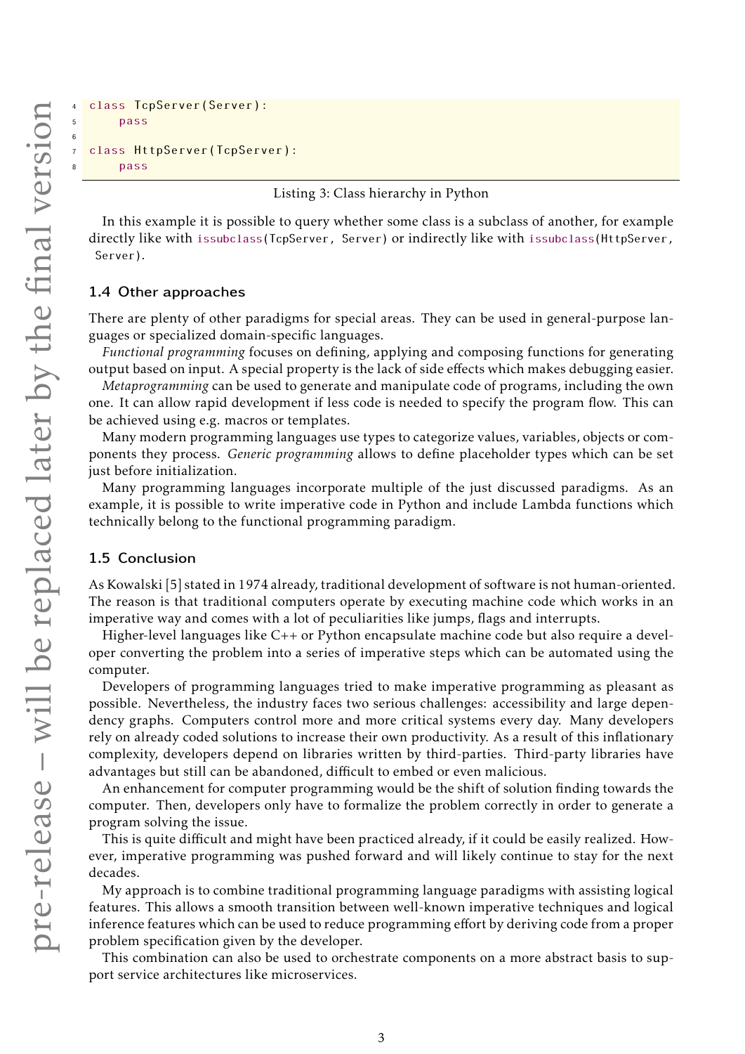```python
class TcpServer(Server):
    pass

class HttpServer(TcpServer):
    pass
```

Listing 3: Class hierarchy in Python

In this example it is possible to query whether some class is a subclass of another, for example directly like with `issubclass(TcpServer, Server)` or indirectly like with `issubclass(HttpServer, Server)`.

### 1.4 Other approaches

There are plenty of other paradigms for special areas. They can be used in general-purpose languages or specialized domain-specific languages.

*Functional programming* focuses on defining, applying and composing functions for generating output based on input. A special property is the lack of side effects which makes debugging easier.

*Metaprogramming* can be used to generate and manipulate code of programs, including the own one. It can allow rapid development if less code is needed to specify the program flow. This can be achieved using e.g. macros or templates.

Many modern programming languages use types to categorize values, variables, objects or components they process. *Generic programming* allows to define placeholder types which can be set just before initialization.

Many programming languages incorporate multiple of the just discussed paradigms. As an example, it is possible to write imperative code in Python and include Lambda functions which technically belong to the functional programming paradigm.

### 1.5 Conclusion

As Kowalski [5] stated in 1974 already, traditional development of software is not human-oriented. The reason is that traditional computers operate by executing machine code which works in an imperative way and comes with a lot of peculiarities like jumps, flags and interrupts.

Higher-level languages like C++ or Python encapsulate machine code but also require a developer converting the problem into a series of imperative steps which can be automated using the computer.

Developers of programming languages tried to make imperative programming as pleasant as possible. Nevertheless, the industry faces two serious challenges: accessibility and large dependency graphs. Computers control more and more critical systems every day. Many developers rely on already coded solutions to increase their own productivity. As a result of this inflationary complexity, developers depend on libraries written by third-parties. Third-party libraries have advantages but still can be abandoned, difficult to embed or even malicious.

An enhancement for computer programming would be the shift of solution finding towards the computer. Then, developers only have to formalize the problem correctly in order to generate a program solving the issue.

This is quite difficult and might have been practiced already, if it could be easily realized. However, imperative programming was pushed forward and will likely continue to stay for the next decades.

My approach is to combine traditional programming language paradigms with assisting logical features. This allows a smooth transition between well-known imperative techniques and logical inference features which can be used to reduce programming effort by deriving code from a proper problem specification given by the developer.

This combination can also be used to orchestrate components on a more abstract basis to support service architectures like microservices.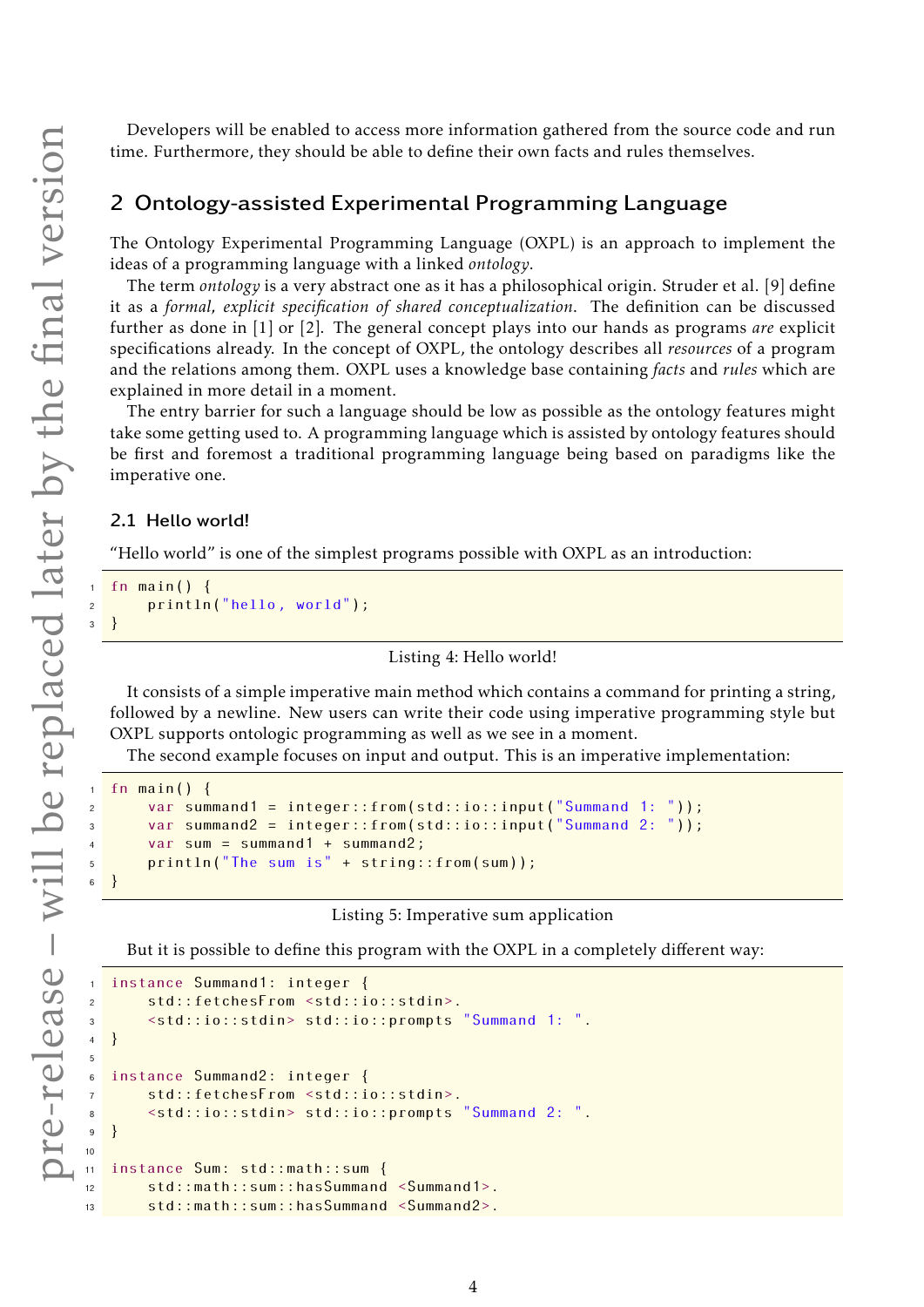Developers will be enabled to access more information gathered from the source code and run time. Furthermore, they should be able to define their own facts and rules themselves.

## 2 Ontology-assisted Experimental Programming Language

The Ontology Experimental Programming Language (OXPL) is an approach to implement the ideas of a programming language with a linked *ontology*.

The term *ontology* is a very abstract one as it has a philosophical origin. Struder et al. [9] define it as a *formal, explicit specification of shared conceptualization*. The definition can be discussed further as done in [1] or [2]. The general concept plays into our hands as programs *are* explicit specifications already. In the concept of OXPL, the ontology describes all *resources* of a program and the relations among them. OXPL uses a knowledge base containing *facts* and *rules* which are explained in more detail in a moment.

The entry barrier for such a language should be low as possible as the ontology features might take some getting used to. A programming language which is assisted by ontology features should be first and foremost a traditional programming language being based on paradigms like the imperative one.

### 2.1 Hello world!

"Hello world" is one of the simplest programs possible with OXPL as an introduction:

```
fn main() {
    println("hello, world");
}
```

Listing 4: Hello world!

It consists of a simple imperative main method which contains a command for printing a string, followed by a newline. New users can write their code using imperative programming style but OXPL supports ontologic programming as well as we see in a moment.

The second example focuses on input and output. This is an imperative implementation:

```
fn main() {
    var summand1 = integer::from(std::io::input("Summand 1: "));
    var summand2 = integer::from(std::io::input("Summand 2: "));
    var sum = summand1 + summand2;
    println("The sum is" + string::from(sum));
}
```

Listing 5: Imperative sum application

But it is possible to define this program with the OXPL in a completely different way:

```
instance Summand1: integer {
    std::fetchesFrom <std::io::stdin>.
    <std::io::stdin> std::io::prompts "Summand 1: ".
}

instance Summand2: integer {
    std::fetchesFrom <std::io::stdin>.
    <std::io::stdin> std::io::prompts "Summand 2: ".
}

instance Sum: std::math::sum {
    std::math::sum::hasSummand <Summand1>.
    std::math::sum::hasSummand <Summand2>.
```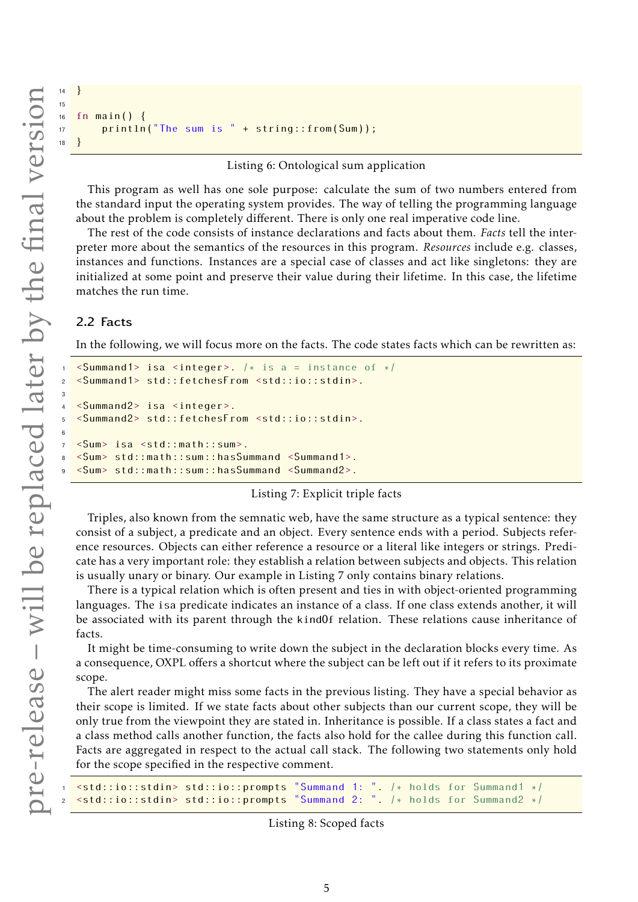```
}

fn main() {
    println("The sum is " + string::from(Sum));
}
```

Listing 6: Ontological sum application

This program as well has one sole purpose: calculate the sum of two numbers entered from the standard input the operating system provides. The way of telling the programming language about the problem is completely different. There is only one real imperative code line.

The rest of the code consists of instance declarations and facts about them. *Facts* tell the interpreter more about the semantics of the resources in this program. *Resources* include e.g. classes, instances and functions. Instances are a special case of classes and act like singletons: they are initialized at some point and preserve their value during their lifetime. In this case, the lifetime matches the run time.

## 2.2 Facts

In the following, we will focus more on the facts. The code states facts which can be rewritten as:

```
<Summand1> isa <integer>. /* is a = instance of */
<Summand1> std::fetchesFrom <std::io::stdin>.

<Summand2> isa <integer>.
<Summand2> std::fetchesFrom <std::io::stdin>.

<Sum> isa <std::math::sum>.
<Sum> std::math::sum::hasSummand <Summand1>.
<Sum> std::math::sum::hasSummand <Summand2>.
```

Listing 7: Explicit triple facts

Triples, also known from the semnatic web, have the same structure as a typical sentence: they consist of a subject, a predicate and an object. Every sentence ends with a period. Subjects reference resources. Objects can either reference a resource or a literal like integers or strings. Predicate has a very important role: they establish a relation between subjects and objects. This relation is usually unary or binary. Our example in Listing 7 only contains binary relations.

There is a typical relation which is often present and ties in with object-oriented programming languages. The `isa` predicate indicates an instance of a class. If one class extends another, it will be associated with its parent through the `kindOf` relation. These relations cause inheritance of facts.

It might be time-consuming to write down the subject in the declaration blocks every time. As a consequence, OXPL offers a shortcut where the subject can be left out if it refers to its proximate scope.

The alert reader might miss some facts in the previous listing. They have a special behavior as their scope is limited. If we state facts about other subjects than our current scope, they will be only true from the viewpoint they are stated in. Inheritance is possible. If a class states a fact and a class method calls another function, the facts also hold for the callee during this function call. Facts are aggregated in respect to the actual call stack. The following two statements only hold for the scope specified in the respective comment.

```
<std::io::stdin> std::io::prompts "Summand 1: ". /* holds for Summand1 */
<std::io::stdin> std::io::prompts "Summand 2: ". /* holds for Summand2 */
```

Listing 8: Scoped facts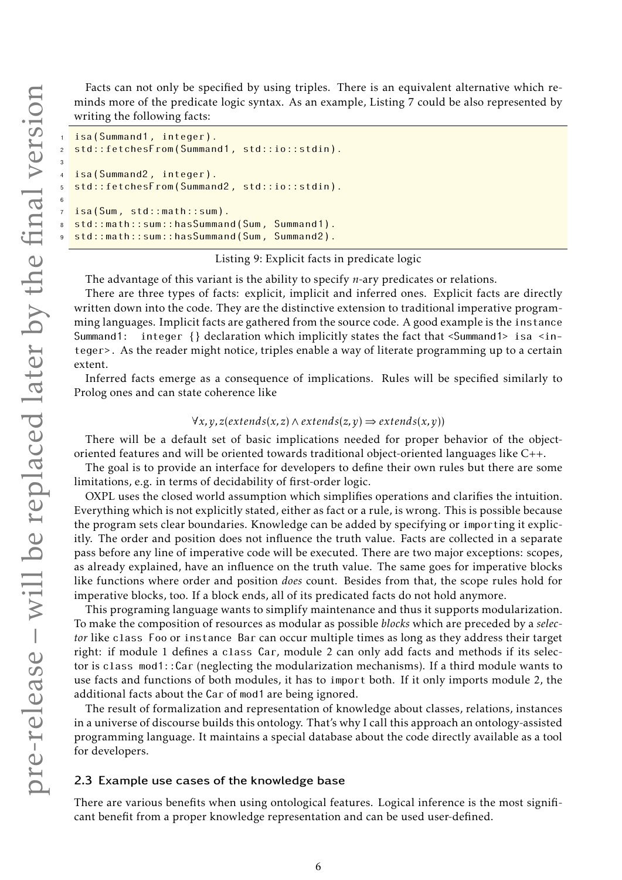Facts can not only be specified by using triples. There is an equivalent alternative which reminds more of the predicate logic syntax. As an example, Listing 7 could be also represented by writing the following facts:

```
isa(Summand1, integer).
std::fetchesFrom(Summand1, std::io::stdin).

isa(Summand2, integer).
std::fetchesFrom(Summand2, std::io::stdin).

isa(Sum, std::math::sum).
std::math::sum::hasSummand(Sum, Summand1).
std::math::sum::hasSummand(Sum, Summand2).
```

Listing 9: Explicit facts in predicate logic

The advantage of this variant is the ability to specify $n$-ary predicates or relations.

There are three types of facts: explicit, implicit and inferred ones. Explicit facts are directly written down into the code. They are the distinctive extension to traditional imperative programming languages. Implicit facts are gathered from the source code. A good example is the `instance Summand1: integer {}` declaration which implicitly states the fact that `<Summand1> isa <integer>`. As the reader might notice, triples enable a way of literate programming up to a certain extent.

Inferred facts emerge as a consequence of implications. Rules will be specified similarly to Prolog ones and can state coherence like

$$\forall x, y, z(extends(x, z) \land extends(z, y) \Rightarrow extends(x, y))$$

There will be a default set of basic implications needed for proper behavior of the object-oriented features and will be oriented towards traditional object-oriented languages like C++.

The goal is to provide an interface for developers to define their own rules but there are some limitations, e.g. in terms of decidability of first-order logic.

OXPL uses the closed world assumption which simplifies operations and clarifies the intuition. Everything which is not explicitly stated, either as fact or a rule, is wrong. This is possible because the program sets clear boundaries. Knowledge can be added by specifying or `import`ing it explicitly. The order and position does not influence the truth value. Facts are collected in a separate pass before any line of imperative code will be executed. There are two major exceptions: scopes, as already explained, have an influence on the truth value. The same goes for imperative blocks like functions where order and position *does* count. Besides from that, the scope rules hold for imperative blocks, too. If a block ends, all of its predicated facts do not hold anymore.

This programing language wants to simplify maintenance and thus it supports modularization. To make the composition of resources as modular as possible *blocks* which are preceded by a *selector* like `class Foo` or `instance Bar` can occur multiple times as long as they address their target right: if module 1 defines a `class Car`, module 2 can only add facts and methods if its selector is `class mod1::Car` (neglecting the modularization mechanisms). If a third module wants to use facts and functions of both modules, it has to `import` both. If it only imports module 2, the additional facts about the `Car` of `mod1` are being ignored.

The result of formalization and representation of knowledge about classes, relations, instances in a universe of discourse builds this ontology. That's why I call this approach an ontology-assisted programming language. It maintains a special database about the code directly available as a tool for developers.

### 2.3 Example use cases of the knowledge base

There are various benefits when using ontological features. Logical inference is the most significant benefit from a proper knowledge representation and can be used user-defined.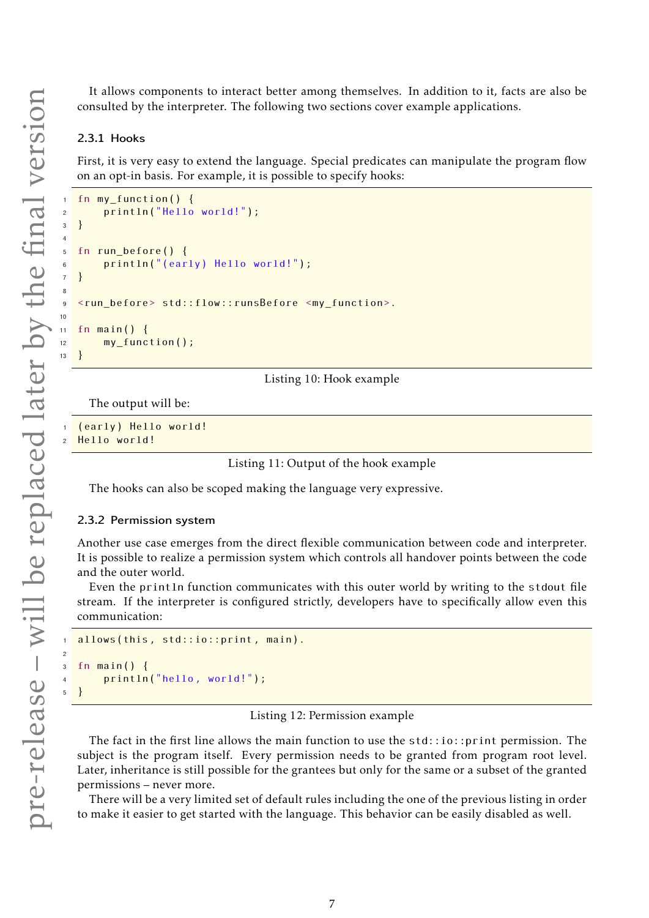It allows components to interact better among themselves. In addition to it, facts are also be consulted by the interpreter. The following two sections cover example applications.

### 2.3.1 Hooks

First, it is very easy to extend the language. Special predicates can manipulate the program flow on an opt-in basis. For example, it is possible to specify hooks:

```
fn my_function() {
    println("Hello world!");
}

fn run_before() {
    println("(early) Hello world!");
}

<run_before> std::flow::runsBefore <my_function>.

fn main() {
    my_function();
}
```

Listing 10: Hook example

The output will be:

```
(early) Hello world!
Hello world!
```

Listing 11: Output of the hook example

The hooks can also be scoped making the language very expressive.

### 2.3.2 Permission system

Another use case emerges from the direct flexible communication between code and interpreter. It is possible to realize a permission system which controls all handover points between the code and the outer world.

Even the `println` function communicates with this outer world by writing to the `stdout` file stream. If the interpreter is configured strictly, developers have to specifically allow even this communication:

```
allows(this, std::io::print, main).

fn main() {
    println("hello, world!");
}
```

Listing 12: Permission example

The fact in the first line allows the main function to use the `std::io::print` permission. The subject is the program itself. Every permission needs to be granted from program root level. Later, inheritance is still possible for the grantees but only for the same or a subset of the granted permissions – never more.

There will be a very limited set of default rules including the one of the previous listing in order to make it easier to get started with the language. This behavior can be easily disabled as well.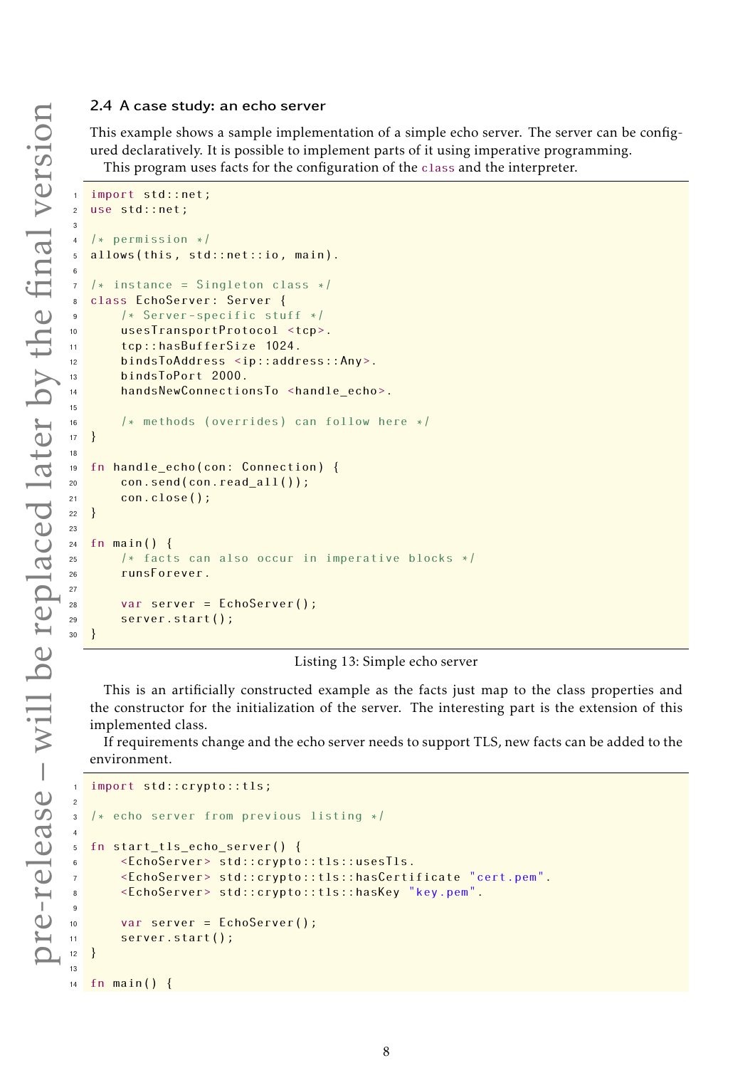### 2.4 A case study: an echo server

This example shows a sample implementation of a simple echo server. The server can be configured declaratively. It is possible to implement parts of it using imperative programming.

This program uses facts for the configuration of the `class` and the interpreter.

```
import std::net;
use std::net;

/* permission */
allows(this, std::net::io, main).

/* instance = Singleton class */
class EchoServer: Server {
    /* Server-specific stuff */
    usesTransportProtocol <tcp>.
    tcp::hasBufferSize 1024.
    bindsToAddress <ip::address::Any>.
    bindsToPort 2000.
    handsNewConnectionsTo <handle_echo>.

    /* methods (overrides) can follow here */
}

fn handle_echo(con: Connection) {
    con.send(con.read_all());
    con.close();
}

fn main() {
    /* facts can also occur in imperative blocks */
    runsForever.

    var server = EchoServer();
    server.start();
}
```

Listing 13: Simple echo server

This is an artificially constructed example as the facts just map to the class properties and the constructor for the initialization of the server. The interesting part is the extension of this implemented class.

If requirements change and the echo server needs to support TLS, new facts can be added to the environment.

```
import std::crypto::tls;

/* echo server from previous listing */

fn start_tls_echo_server() {
    <EchoServer> std::crypto::tls::usesTls.
    <EchoServer> std::crypto::tls::hasCertificate "cert.pem".
    <EchoServer> std::crypto::tls::hasKey "key.pem".

    var server = EchoServer();
    server.start();
}

fn main() {
```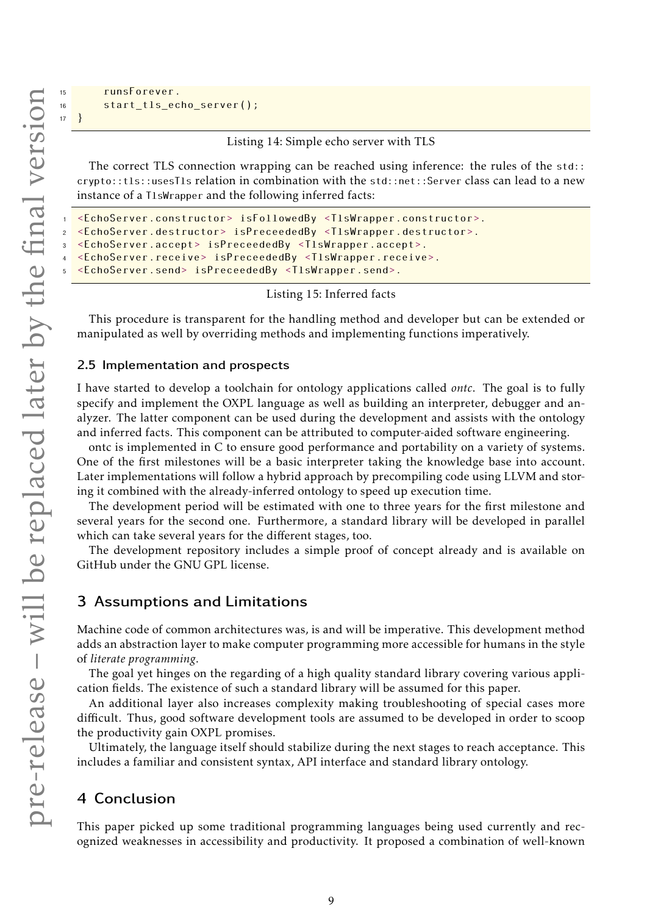```
    runsForever.
    start_tls_echo_server();
}
```

Listing 14: Simple echo server with TLS

The correct TLS connection wrapping can be reached using inference: the rules of the `std::crypto::tls::usesTls` relation in combination with the `std::net::Server` class can lead to a new instance of a `TlsWrapper` and the following inferred facts:

```
<EchoServer.constructor> isFollowedBy <TlsWrapper.constructor>.
<EchoServer.destructor> isPreceededBy <TlsWrapper.destructor>.
<EchoServer.accept> isPreceededBy <TlsWrapper.accept>.
<EchoServer.receive> isPreceededBy <TlsWrapper.receive>.
<EchoServer.send> isPreceededBy <TlsWrapper.send>.
```

Listing 15: Inferred facts

This procedure is transparent for the handling method and developer but can be extended or manipulated as well by overriding methods and implementing functions imperatively.

### 2.5 Implementation and prospects

I have started to develop a toolchain for ontology applications called *ontc*. The goal is to fully specify and implement the OXPL language as well as building an interpreter, debugger and analyzer. The latter component can be used during the development and assists with the ontology and inferred facts. This component can be attributed to computer-aided software engineering.

ontc is implemented in C to ensure good performance and portability on a variety of systems. One of the first milestones will be a basic interpreter taking the knowledge base into account. Later implementations will follow a hybrid approach by precompiling code using LLVM and storing it combined with the already-inferred ontology to speed up execution time.

The development period will be estimated with one to three years for the first milestone and several years for the second one. Furthermore, a standard library will be developed in parallel which can take several years for the different stages, too.

The development repository includes a simple proof of concept already and is available on GitHub under the GNU GPL license.

## 3 Assumptions and Limitations

Machine code of common architectures was, is and will be imperative. This development method adds an abstraction layer to make computer programming more accessible for humans in the style of *literate programming*.

The goal yet hinges on the regarding of a high quality standard library covering various application fields. The existence of such a standard library will be assumed for this paper.

An additional layer also increases complexity making troubleshooting of special cases more difficult. Thus, good software development tools are assumed to be developed in order to scoop the productivity gain OXPL promises.

Ultimately, the language itself should stabilize during the next stages to reach acceptance. This includes a familiar and consistent syntax, API interface and standard library ontology.

## 4 Conclusion

This paper picked up some traditional programming languages being used currently and recognized weaknesses in accessibility and productivity. It proposed a combination of well-known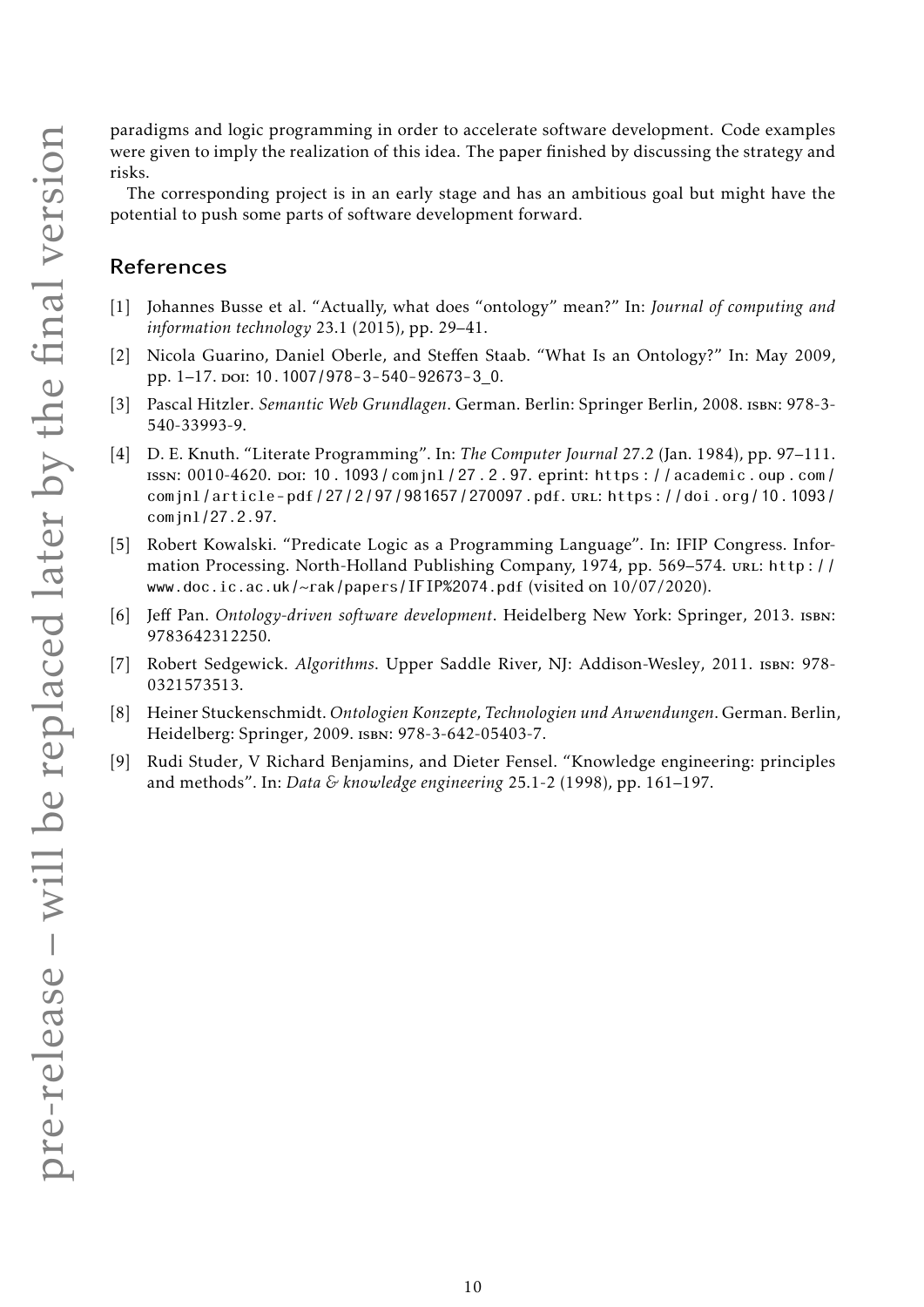paradigms and logic programming in order to accelerate software development. Code examples were given to imply the realization of this idea. The paper finished by discussing the strategy and risks.

The corresponding project is in an early stage and has an ambitious goal but might have the potential to push some parts of software development forward.

## References

[1] Johannes Busse et al. "Actually, what does "ontology" mean?" In: *Journal of computing and information technology* 23.1 (2015), pp. 29–41.

[2] Nicola Guarino, Daniel Oberle, and Steffen Staab. "What Is an Ontology?" In: May 2009, pp. 1–17. doi: 10.1007/978-3-540-92673-3_0.

[3] Pascal Hitzler. *Semantic Web Grundlagen*. German. Berlin: Springer Berlin, 2008. isbn: 978-3-540-33993-9.

[4] D. E. Knuth. "Literate Programming". In: *The Computer Journal* 27.2 (Jan. 1984), pp. 97–111. issn: 0010-4620. doi: 10.1093/comjnl/27.2.97. eprint: https://academic.oup.com/comjnl/article-pdf/27/2/97/981657/270097.pdf. url: https://doi.org/10.1093/comjnl/27.2.97.

[5] Robert Kowalski. "Predicate Logic as a Programming Language". In: IFIP Congress. Information Processing. North-Holland Publishing Company, 1974, pp. 569–574. url: http://www.doc.ic.ac.uk/~rak/papers/IFIP%2074.pdf (visited on 10/07/2020).

[6] Jeff Pan. *Ontology-driven software development*. Heidelberg New York: Springer, 2013. isbn: 9783642312250.

[7] Robert Sedgewick. *Algorithms*. Upper Saddle River, NJ: Addison-Wesley, 2011. isbn: 978-0321573513.

[8] Heiner Stuckenschmidt. *Ontologien Konzepte, Technologien und Anwendungen*. German. Berlin, Heidelberg: Springer, 2009. isbn: 978-3-642-05403-7.

[9] Rudi Studer, V Richard Benjamins, and Dieter Fensel. "Knowledge engineering: principles and methods". In: *Data & knowledge engineering* 25.1-2 (1998), pp. 161–197.